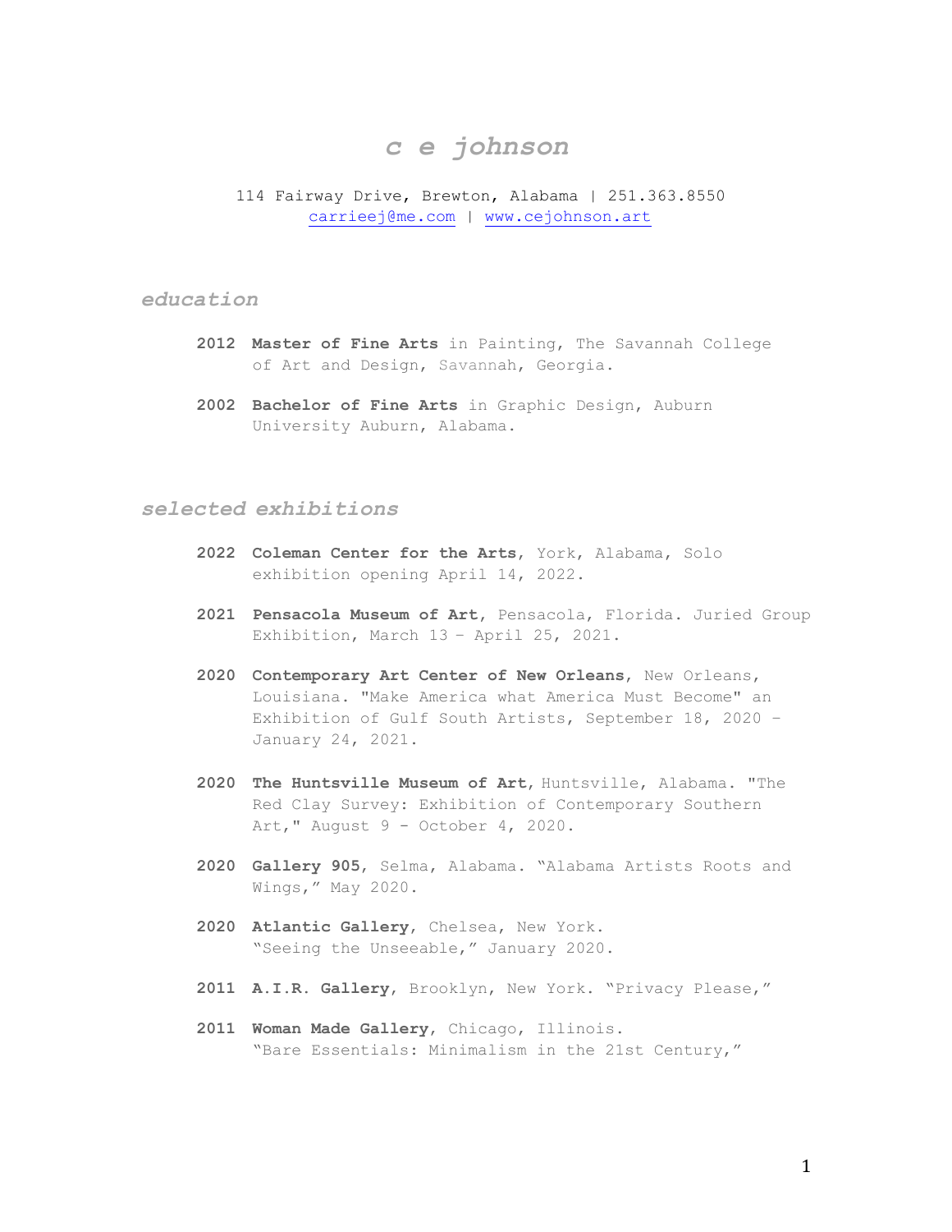# *c e johnson*

114 Fairway Drive, Brewton, Alabama | 251.363.8550
carrieej@me.com | www.cejohnson.art

## *education*

**2012** **Master of Fine Arts** in Painting, The Savannah College of Art and Design, Savannah, Georgia.

**2002** **Bachelor of Fine Arts** in Graphic Design, Auburn University Auburn, Alabama.

## *selected exhibitions*

**2022** **Coleman Center for the Arts**, York, Alabama, Solo exhibition opening April 14, 2022.

**2021** **Pensacola Museum of Art**, Pensacola, Florida. Juried Group Exhibition, March 13 – April 25, 2021.

**2020** **Contemporary Art Center of New Orleans**, New Orleans, Louisiana. "Make America what America Must Become" an Exhibition of Gulf South Artists, September 18, 2020 – January 24, 2021.

**2020** **The Huntsville Museum of Art**, Huntsville, Alabama. "The Red Clay Survey: Exhibition of Contemporary Southern Art," August 9 - October 4, 2020.

**2020** **Gallery 905**, Selma, Alabama. "Alabama Artists Roots and Wings," May 2020.

**2020** **Atlantic Gallery**, Chelsea, New York. "Seeing the Unseeable," January 2020.

**2011** **A.I.R. Gallery**, Brooklyn, New York. "Privacy Please,"

**2011** **Woman Made Gallery**, Chicago, Illinois. "Bare Essentials: Minimalism in the 21st Century,"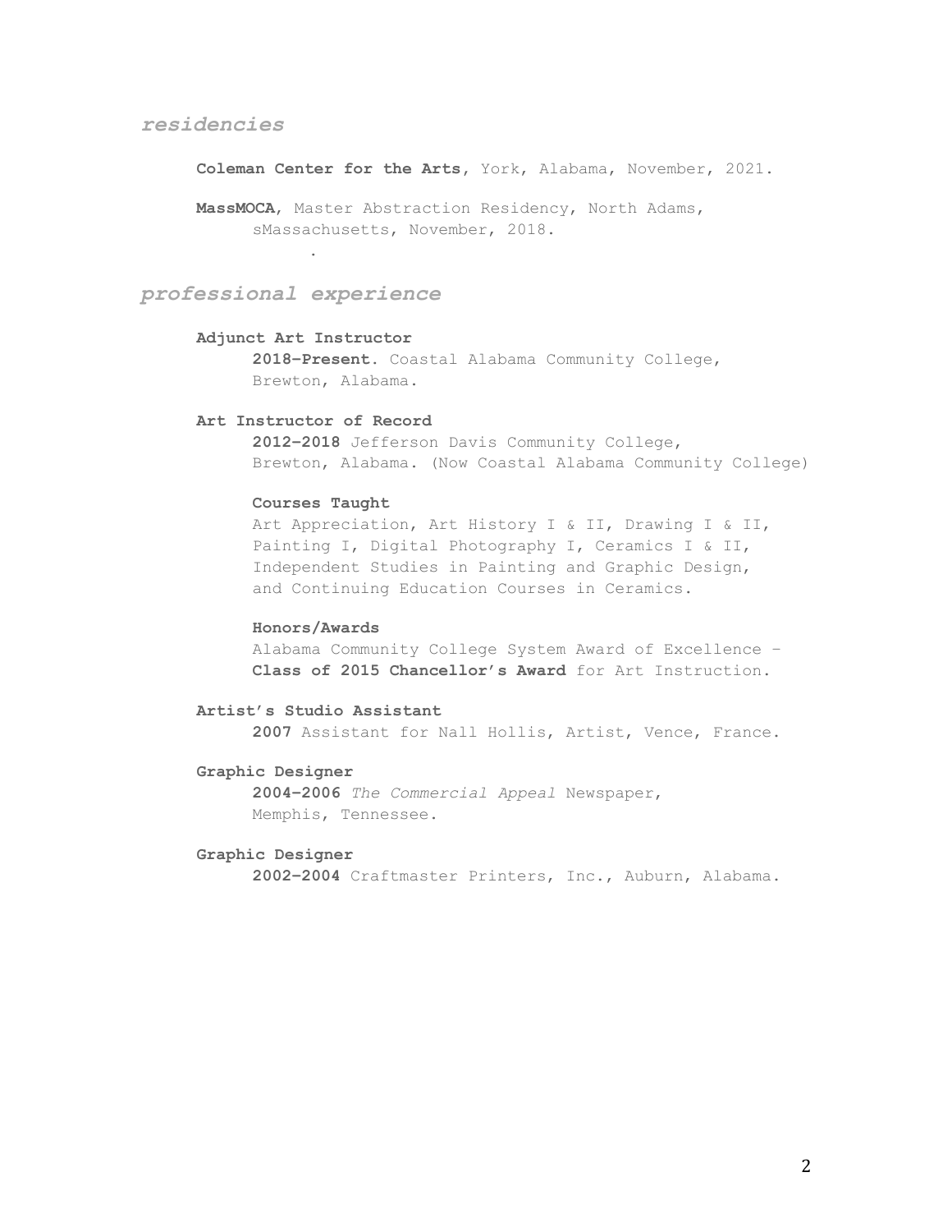## *residencies*

**Coleman Center for the Arts**, York, Alabama, November, 2021.

**MassMOCA**, Master Abstraction Residency, North Adams, sMassachusetts, November, 2018.

.

## *professional experience*

**Adjunct Art Instructor**

**2018–Present**. Coastal Alabama Community College, Brewton, Alabama.

**Art Instructor of Record**

**2012–2018** Jefferson Davis Community College, Brewton, Alabama. (Now Coastal Alabama Community College)

**Courses Taught**

Art Appreciation, Art History I & II, Drawing I & II, Painting I, Digital Photography I, Ceramics I & II, Independent Studies in Painting and Graphic Design, and Continuing Education Courses in Ceramics.

**Honors/Awards**

Alabama Community College System Award of Excellence – **Class of 2015 Chancellor's Award** for Art Instruction.

**Artist's Studio Assistant**

**2007** Assistant for Nall Hollis, Artist, Vence, France.

**Graphic Designer**

**2004–2006** *The Commercial Appeal* Newspaper, Memphis, Tennessee.

**Graphic Designer**

**2002–2004** Craftmaster Printers, Inc., Auburn, Alabama.